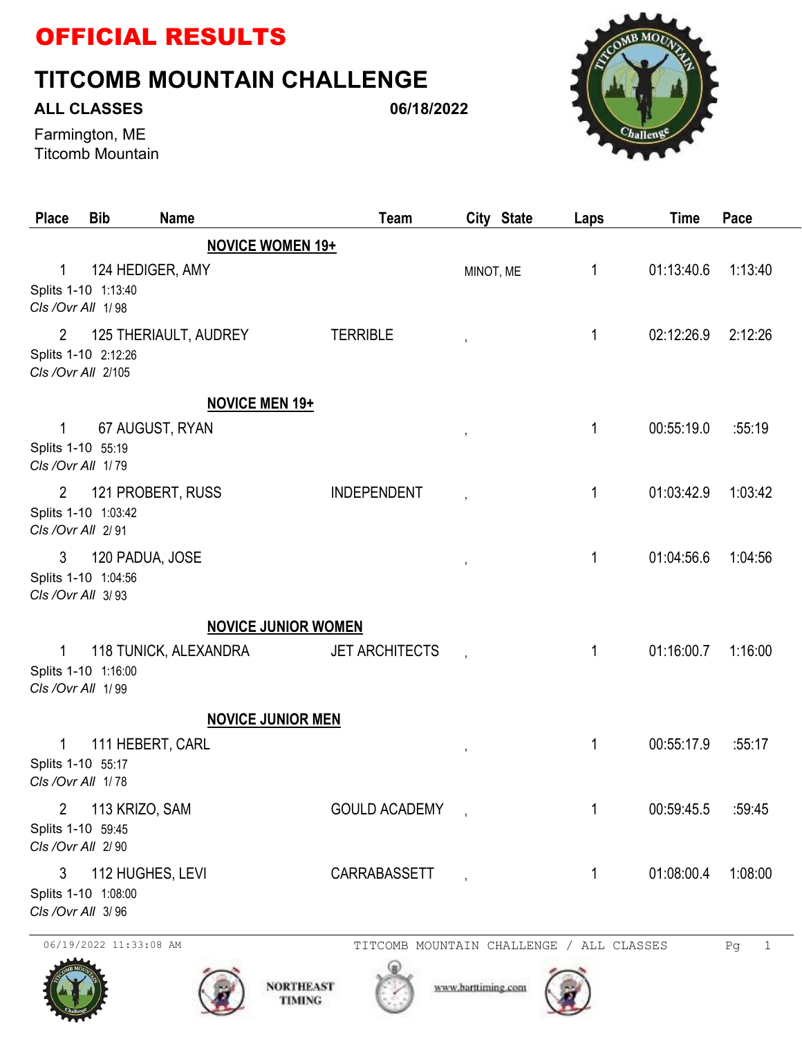# OFFICIAL RESULTS

## TITCOMB MOUNTAIN CHALLENGE

**ALL CLASSES** **06/18/2022**

Farmington, ME
Titcomb Mountain

| Place | Bib | Name | Team | City State | Laps | Time | Pace |
|---|---|---|---|---|---|---|---|
| | | **NOVICE WOMEN 19+** | | | | | |
| 1 | 124 | HEDIGER, AMY | | MINOT, ME | 1 | 01:13:40.6 | 1:13:40 |
| Splits 1-10 1:13:40 | | | | | | | |
| *Cls /Ovr All* 1/ 98 | | | | | | | |
| 2 | 125 | THERIAULT, AUDREY | TERRIBLE | , | 1 | 02:12:26.9 | 2:12:26 |
| Splits 1-10 2:12:26 | | | | | | | |
| *Cls /Ovr All* 2/105 | | | | | | | |
| | | **NOVICE MEN 19+** | | | | | |
| 1 | 67 | AUGUST, RYAN | | , | 1 | 00:55:19.0 | :55:19 |
| Splits 1-10 55:19 | | | | | | | |
| *Cls /Ovr All* 1/ 79 | | | | | | | |
| 2 | 121 | PROBERT, RUSS | INDEPENDENT | , | 1 | 01:03:42.9 | 1:03:42 |
| Splits 1-10 1:03:42 | | | | | | | |
| *Cls /Ovr All* 2/ 91 | | | | | | | |
| 3 | 120 | PADUA, JOSE | | , | 1 | 01:04:56.6 | 1:04:56 |
| Splits 1-10 1:04:56 | | | | | | | |
| *Cls /Ovr All* 3/ 93 | | | | | | | |
| | | **NOVICE JUNIOR WOMEN** | | | | | |
| 1 | 118 | TUNICK, ALEXANDRA | JET ARCHITECTS | , | 1 | 01:16:00.7 | 1:16:00 |
| Splits 1-10 1:16:00 | | | | | | | |
| *Cls /Ovr All* 1/ 99 | | | | | | | |
| | | **NOVICE JUNIOR MEN** | | | | | |
| 1 | 111 | HEBERT, CARL | | , | 1 | 00:55:17.9 | :55:17 |
| Splits 1-10 55:17 | | | | | | | |
| *Cls /Ovr All* 1/ 78 | | | | | | | |
| 2 | 113 | KRIZO, SAM | GOULD ACADEMY | , | 1 | 00:59:45.5 | :59:45 |
| Splits 1-10 59:45 | | | | | | | |
| *Cls /Ovr All* 2/ 90 | | | | | | | |
| 3 | 112 | HUGHES, LEVI | CARRABASSETT | , | 1 | 01:08:00.4 | 1:08:00 |
| Splits 1-10 1:08:00 | | | | | | | |
| *Cls /Ovr All* 3/ 96 | | | | | | | |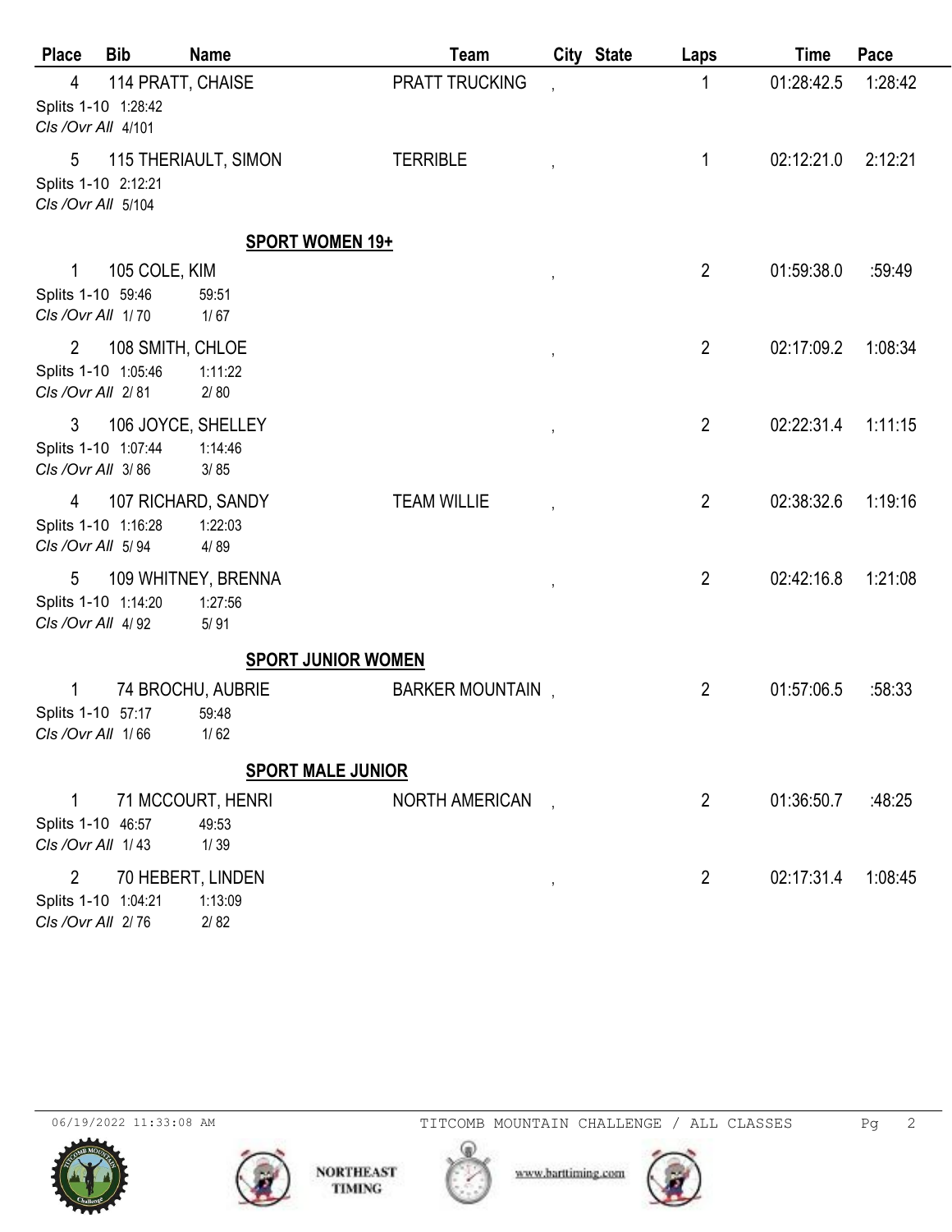| Place | Bib | Name | Team | City State | Laps | Time | Pace |
|---|---|---|---|---|---|---|---|
| 4 | 114 | PRATT, CHAISE | PRATT TRUCKING | , | 1 | 01:28:42.5 | 1:28:42 |

Splits 1-10 1:28:42
*Cls /Ovr All* 4/101

| Place | Bib | Name | Team | City State | Laps | Time | Pace |
|---|---|---|---|---|---|---|---|
| 5 | 115 | THERIAULT, SIMON | TERRIBLE | , | 1 | 02:12:21.0 | 2:12:21 |

Splits 1-10 2:12:21
*Cls /Ovr All* 5/104

## SPORT WOMEN 19+

| Place | Bib | Name | Team | City State | Laps | Time | Pace |
|---|---|---|---|---|---|---|---|
| 1 | 105 | COLE, KIM | | , | 2 | 01:59:38.0 | :59:49 |

Splits 1-10 59:46 59:51
*Cls /Ovr All* 1/ 70 1/ 67

| Place | Bib | Name | Team | City State | Laps | Time | Pace |
|---|---|---|---|---|---|---|---|
| 2 | 108 | SMITH, CHLOE | | , | 2 | 02:17:09.2 | 1:08:34 |

Splits 1-10 1:05:46 1:11:22
*Cls /Ovr All* 2/ 81 2/ 80

| Place | Bib | Name | Team | City State | Laps | Time | Pace |
|---|---|---|---|---|---|---|---|
| 3 | 106 | JOYCE, SHELLEY | | , | 2 | 02:22:31.4 | 1:11:15 |

Splits 1-10 1:07:44 1:14:46
*Cls /Ovr All* 3/ 86 3/ 85

| Place | Bib | Name | Team | City State | Laps | Time | Pace |
|---|---|---|---|---|---|---|---|
| 4 | 107 | RICHARD, SANDY | TEAM WILLIE | , | 2 | 02:38:32.6 | 1:19:16 |

Splits 1-10 1:16:28 1:22:03
*Cls /Ovr All* 5/ 94 4/ 89

| Place | Bib | Name | Team | City State | Laps | Time | Pace |
|---|---|---|---|---|---|---|---|
| 5 | 109 | WHITNEY, BRENNA | | , | 2 | 02:42:16.8 | 1:21:08 |

Splits 1-10 1:14:20 1:27:56
*Cls /Ovr All* 4/ 92 5/ 91

## SPORT JUNIOR WOMEN

| Place | Bib | Name | Team | City State | Laps | Time | Pace |
|---|---|---|---|---|---|---|---|
| 1 | 74 | BROCHU, AUBRIE | BARKER MOUNTAIN | , | 2 | 01:57:06.5 | :58:33 |

Splits 1-10 57:17 59:48
*Cls /Ovr All* 1/ 66 1/ 62

## SPORT MALE JUNIOR

| Place | Bib | Name | Team | City State | Laps | Time | Pace |
|---|---|---|---|---|---|---|---|
| 1 | 71 | MCCOURT, HENRI | NORTH AMERICAN | , | 2 | 01:36:50.7 | :48:25 |

Splits 1-10 46:57 49:53
*Cls /Ovr All* 1/ 43 1/ 39

| Place | Bib | Name | Team | City State | Laps | Time | Pace |
|---|---|---|---|---|---|---|---|
| 2 | 70 | HEBERT, LINDEN | | , | 2 | 02:17:31.4 | 1:08:45 |

Splits 1-10 1:04:21 1:13:09
*Cls /Ovr All* 2/ 76 2/ 82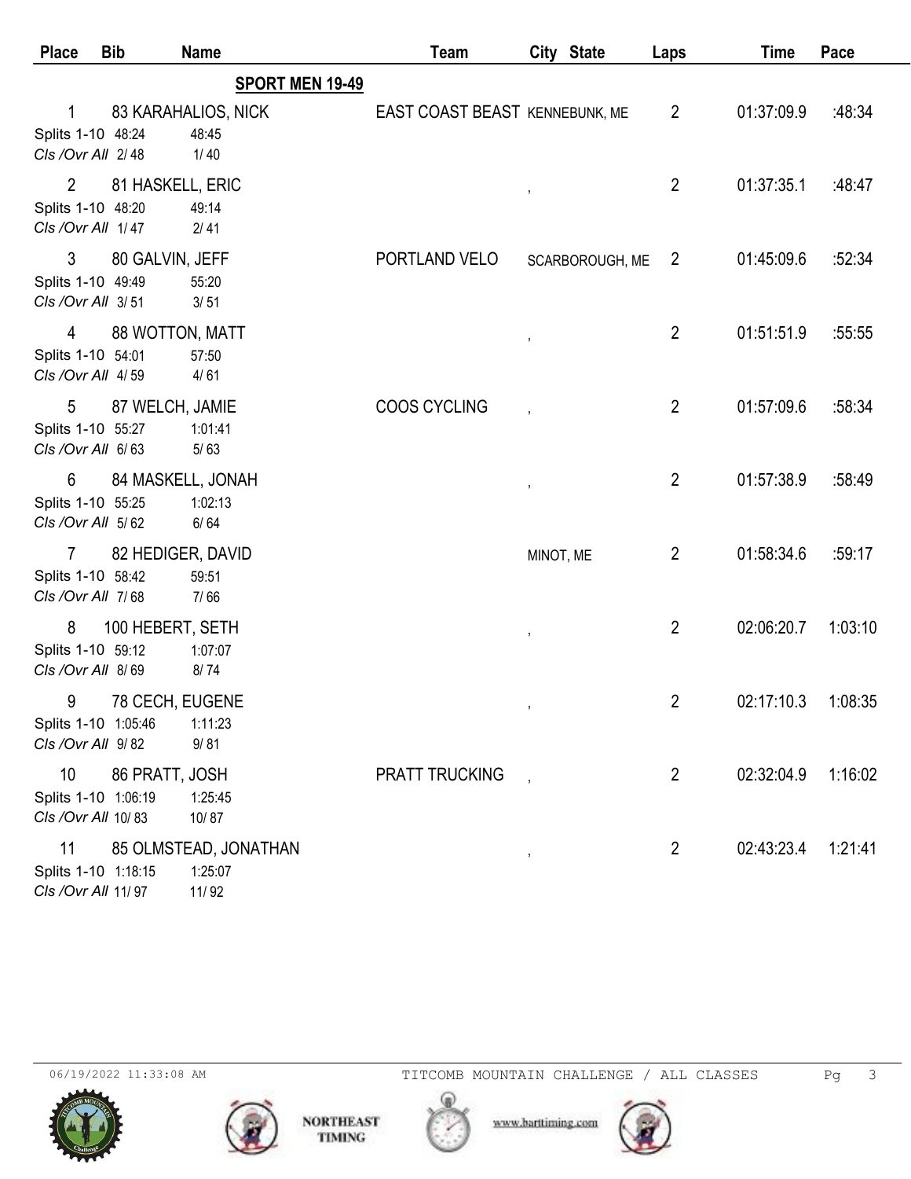| Place | Bib | Name | Team | City State | Laps | Time | Pace |
|---|---|---|---|---|---|---|---|

## SPORT MEN 19-49

| Place | Bib | Name | Team | City State | Laps | Time | Pace |
|---|---|---|---|---|---|---|---|
| 1 | 83 | KARAHALIOS, NICK | EAST COAST BEAST | KENNEBUNK, ME | 2 | 01:37:09.9 | :48:34 |
| Splits 1-10 | 48:24 | 48:45 | | | | | |
| *Cls /Ovr All* | 2/ 48 | 1/ 40 | | | | | |
| 2 | 81 | HASKELL, ERIC | | , | 2 | 01:37:35.1 | :48:47 |
| Splits 1-10 | 48:20 | 49:14 | | | | | |
| *Cls /Ovr All* | 1/ 47 | 2/ 41 | | | | | |
| 3 | 80 | GALVIN, JEFF | PORTLAND VELO | SCARBOROUGH, ME | 2 | 01:45:09.6 | :52:34 |
| Splits 1-10 | 49:49 | 55:20 | | | | | |
| *Cls /Ovr All* | 3/ 51 | 3/ 51 | | | | | |
| 4 | 88 | WOTTON, MATT | | , | 2 | 01:51:51.9 | :55:55 |
| Splits 1-10 | 54:01 | 57:50 | | | | | |
| *Cls /Ovr All* | 4/ 59 | 4/ 61 | | | | | |
| 5 | 87 | WELCH, JAMIE | COOS CYCLING | , | 2 | 01:57:09.6 | :58:34 |
| Splits 1-10 | 55:27 | 1:01:41 | | | | | |
| *Cls /Ovr All* | 6/ 63 | 5/ 63 | | | | | |
| 6 | 84 | MASKELL, JONAH | | , | 2 | 01:57:38.9 | :58:49 |
| Splits 1-10 | 55:25 | 1:02:13 | | | | | |
| *Cls /Ovr All* | 5/ 62 | 6/ 64 | | | | | |
| 7 | 82 | HEDIGER, DAVID | | MINOT, ME | 2 | 01:58:34.6 | :59:17 |
| Splits 1-10 | 58:42 | 59:51 | | | | | |
| *Cls /Ovr All* | 7/ 68 | 7/ 66 | | | | | |
| 8 | 100 | HEBERT, SETH | | , | 2 | 02:06:20.7 | 1:03:10 |
| Splits 1-10 | 59:12 | 1:07:07 | | | | | |
| *Cls /Ovr All* | 8/ 69 | 8/ 74 | | | | | |
| 9 | 78 | CECH, EUGENE | | , | 2 | 02:17:10.3 | 1:08:35 |
| Splits 1-10 | 1:05:46 | 1:11:23 | | | | | |
| *Cls /Ovr All* | 9/ 82 | 9/ 81 | | | | | |
| 10 | 86 | PRATT, JOSH | PRATT TRUCKING | , | 2 | 02:32:04.9 | 1:16:02 |
| Splits 1-10 | 1:06:19 | 1:25:45 | | | | | |
| *Cls /Ovr All* | 10/ 83 | 10/ 87 | | | | | |
| 11 | 85 | OLMSTEAD, JONATHAN | | , | 2 | 02:43:23.4 | 1:21:41 |
| Splits 1-10 | 1:18:15 | 1:25:07 | | | | | |
| *Cls /Ovr All* | 11/ 97 | 11/ 92 | | | | | |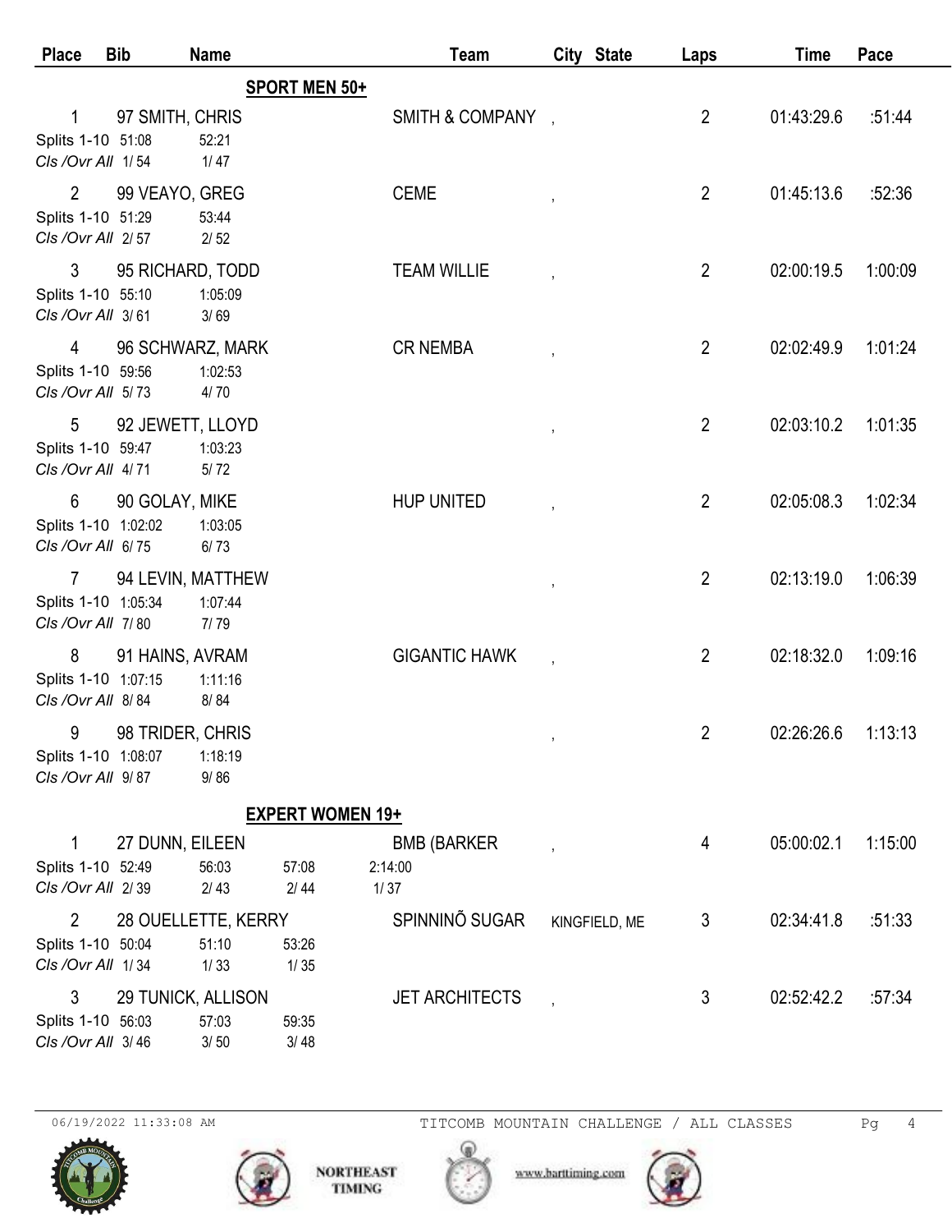| Place | Bib | Name | Team | City State | Laps | Time | Pace |
|---|---|---|---|---|---|---|---|
| | | **SPORT MEN 50+** | | | | | |
| 1 | 97 | SMITH, CHRIS | SMITH & COMPANY | , | 2 | 01:43:29.6 | :51:44 |
| Splits 1-10 | 51:08 | 52:21 | | | | | |
| *Cls /Ovr All* | 1/ 54 | 1/ 47 | | | | | |
| 2 | 99 | VEAYO, GREG | CEME | , | 2 | 01:45:13.6 | :52:36 |
| Splits 1-10 | 51:29 | 53:44 | | | | | |
| *Cls /Ovr All* | 2/ 57 | 2/ 52 | | | | | |
| 3 | 95 | RICHARD, TODD | TEAM WILLIE | , | 2 | 02:00:19.5 | 1:00:09 |
| Splits 1-10 | 55:10 | 1:05:09 | | | | | |
| *Cls /Ovr All* | 3/ 61 | 3/ 69 | | | | | |
| 4 | 96 | SCHWARZ, MARK | CR NEMBA | , | 2 | 02:02:49.9 | 1:01:24 |
| Splits 1-10 | 59:56 | 1:02:53 | | | | | |
| *Cls /Ovr All* | 5/ 73 | 4/ 70 | | | | | |
| 5 | 92 | JEWETT, LLOYD | | , | 2 | 02:03:10.2 | 1:01:35 |
| Splits 1-10 | 59:47 | 1:03:23 | | | | | |
| *Cls /Ovr All* | 4/ 71 | 5/ 72 | | | | | |
| 6 | 90 | GOLAY, MIKE | HUP UNITED | , | 2 | 02:05:08.3 | 1:02:34 |
| Splits 1-10 | 1:02:02 | 1:03:05 | | | | | |
| *Cls /Ovr All* | 6/ 75 | 6/ 73 | | | | | |
| 7 | 94 | LEVIN, MATTHEW | | , | 2 | 02:13:19.0 | 1:06:39 |
| Splits 1-10 | 1:05:34 | 1:07:44 | | | | | |
| *Cls /Ovr All* | 7/ 80 | 7/ 79 | | | | | |
| 8 | 91 | HAINS, AVRAM | GIGANTIC HAWK | , | 2 | 02:18:32.0 | 1:09:16 |
| Splits 1-10 | 1:07:15 | 1:11:16 | | | | | |
| *Cls /Ovr All* | 8/ 84 | 8/ 84 | | | | | |
| 9 | 98 | TRIDER, CHRIS | | , | 2 | 02:26:26.6 | 1:13:13 |
| Splits 1-10 | 1:08:07 | 1:18:19 | | | | | |
| *Cls /Ovr All* | 9/ 87 | 9/ 86 | | | | | |
| | | **EXPERT WOMEN 19+** | | | | | |
| 1 | 27 | DUNN, EILEEN | BMB (BARKER | , | 4 | 05:00:02.1 | 1:15:00 |
| Splits 1-10 | 52:49 | 56:03 / 57:08 / 2:14:00 | | | | | |
| *Cls /Ovr All* | 2/ 39 | 2/ 43 / 2/ 44 / 1/ 37 | | | | | |
| 2 | 28 | OUELLETTE, KERRY | SPINNINÕ SUGAR | KINGFIELD, ME | 3 | 02:34:41.8 | :51:33 |
| Splits 1-10 | 50:04 | 51:10 / 53:26 | | | | | |
| *Cls /Ovr All* | 1/ 34 | 1/ 33 / 1/ 35 | | | | | |
| 3 | 29 | TUNICK, ALLISON | JET ARCHITECTS | , | 3 | 02:52:42.2 | :57:34 |
| Splits 1-10 | 56:03 | 57:03 / 59:35 | | | | | |
| *Cls /Ovr All* | 3/ 46 | 3/ 50 / 3/ 48 | | | | | |

06/19/2022 11:33:08 AM TITCOMB MOUNTAIN CHALLENGE / ALL CLASSES

NORTHEAST TIMING www.barttiming.com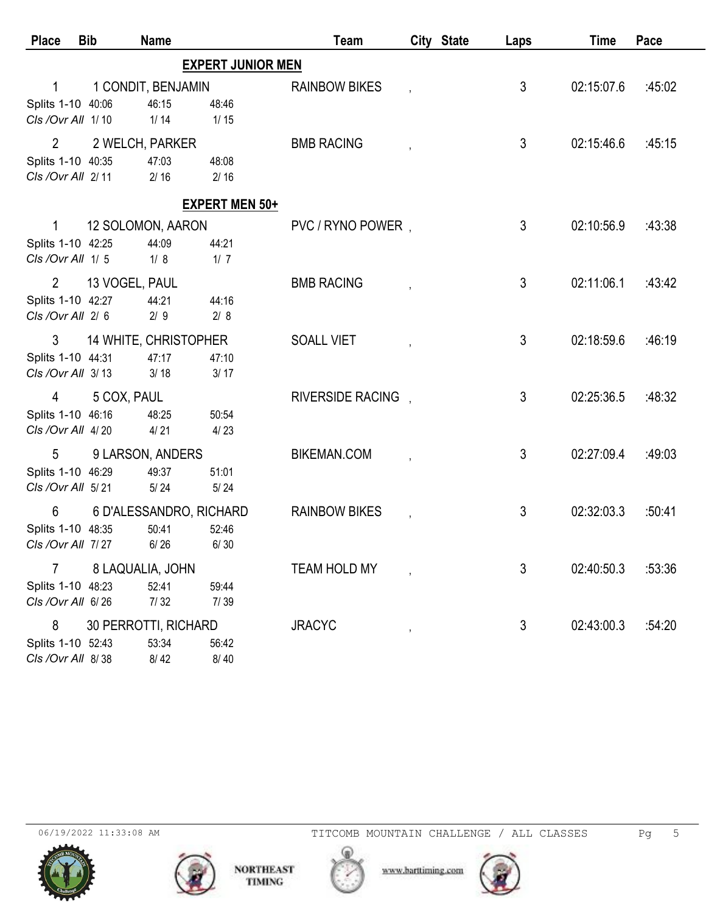| Place | Bib | Name | Team | City State | Laps | Time | Pace |
|---|---|---|---|---|---|---|---|

**EXPERT JUNIOR MEN**

| Place | Bib | Name | Team | City State | Laps | Time | Pace |
|---|---|---|---|---|---|---|---|
| 1 | 1 | CONDIT, BENJAMIN | RAINBOW BIKES | , | 3 | 02:15:07.6 | :45:02 |
| Splits 1-10 | 40:06 | 46:15 | 48:46 | | | | |
| *Cls /Ovr All* | 1/ 10 | 1/ 14 | 1/ 15 | | | | |
| 2 | 2 | WELCH, PARKER | BMB RACING | , | 3 | 02:15:46.6 | :45:15 |
| Splits 1-10 | 40:35 | 47:03 | 48:08 | | | | |
| *Cls /Ovr All* | 2/ 11 | 2/ 16 | 2/ 16 | | | | |

**EXPERT MEN 50+**

| Place | Bib | Name | Team | City State | Laps | Time | Pace |
|---|---|---|---|---|---|---|---|
| 1 | 12 | SOLOMON, AARON | PVC / RYNO POWER | , | 3 | 02:10:56.9 | :43:38 |
| Splits 1-10 | 42:25 | 44:09 | 44:21 | | | | |
| *Cls /Ovr All* | 1/ 5 | 1/ 8 | 1/ 7 | | | | |
| 2 | 13 | VOGEL, PAUL | BMB RACING | , | 3 | 02:11:06.1 | :43:42 |
| Splits 1-10 | 42:27 | 44:21 | 44:16 | | | | |
| *Cls /Ovr All* | 2/ 6 | 2/ 9 | 2/ 8 | | | | |
| 3 | 14 | WHITE, CHRISTOPHER | SOALL VIET | , | 3 | 02:18:59.6 | :46:19 |
| Splits 1-10 | 44:31 | 47:17 | 47:10 | | | | |
| *Cls /Ovr All* | 3/ 13 | 3/ 18 | 3/ 17 | | | | |
| 4 | 5 | COX, PAUL | RIVERSIDE RACING | , | 3 | 02:25:36.5 | :48:32 |
| Splits 1-10 | 46:16 | 48:25 | 50:54 | | | | |
| *Cls /Ovr All* | 4/ 20 | 4/ 21 | 4/ 23 | | | | |
| 5 | 9 | LARSON, ANDERS | BIKEMAN.COM | , | 3 | 02:27:09.4 | :49:03 |
| Splits 1-10 | 46:29 | 49:37 | 51:01 | | | | |
| *Cls /Ovr All* | 5/ 21 | 5/ 24 | 5/ 24 | | | | |
| 6 | 6 | D'ALESSANDRO, RICHARD | RAINBOW BIKES | , | 3 | 02:32:03.3 | :50:41 |
| Splits 1-10 | 48:35 | 50:41 | 52:46 | | | | |
| *Cls /Ovr All* | 7/ 27 | 6/ 26 | 6/ 30 | | | | |
| 7 | 8 | LAQUALIA, JOHN | TEAM HOLD MY | , | 3 | 02:40:50.3 | :53:36 |
| Splits 1-10 | 48:23 | 52:41 | 59:44 | | | | |
| *Cls /Ovr All* | 6/ 26 | 7/ 32 | 7/ 39 | | | | |
| 8 | 30 | PERROTTI, RICHARD | JRACYC | , | 3 | 02:43:00.3 | :54:20 |
| Splits 1-10 | 52:43 | 53:34 | 56:42 | | | | |
| *Cls /Ovr All* | 8/ 38 | 8/ 42 | 8/ 40 | | | | |

06/19/2022 11:33:08 AM TITCOMB MOUNTAIN CHALLENGE / ALL CLASSES

NORTHEAST TIMING www.barttiming.com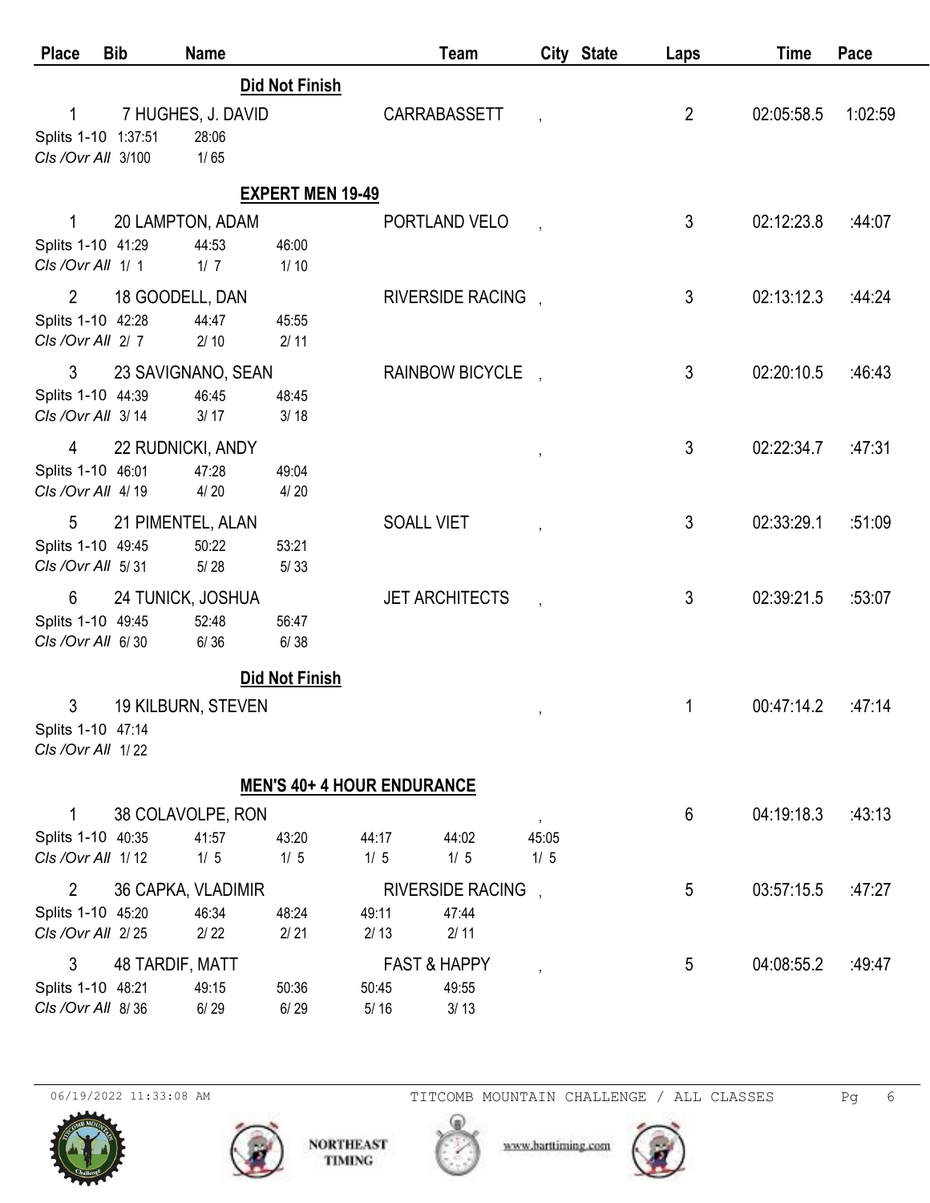| Place | Bib | Name | Team | City State | Laps | Time | Pace |
|---|---|---|---|---|---|---|---|

**Did Not Finish**

| Place | Bib | Name | Team | City State | Laps | Time | Pace |
|---|---|---|---|---|---|---|---|
| 1 | 7 | HUGHES, J. DAVID | CARRABASSETT | , | 2 | 02:05:58.5 | 1:02:59 |

Splits 1-10: 1:37:51 | 28:06
*Cls /Ovr All*: 3/100 | 1/ 65

**EXPERT MEN 19-49**

| Place | Bib | Name | Team | City State | Laps | Time | Pace |
|---|---|---|---|---|---|---|---|
| 1 | 20 | LAMPTON, ADAM | PORTLAND VELO | , | 3 | 02:12:23.8 | :44:07 |
| 2 | 18 | GOODELL, DAN | RIVERSIDE RACING | , | 3 | 02:13:12.3 | :44:24 |
| 3 | 23 | SAVIGNANO, SEAN | RAINBOW BICYCLE | , | 3 | 02:20:10.5 | :46:43 |
| 4 | 22 | RUDNICKI, ANDY | | , | 3 | 02:22:34.7 | :47:31 |
| 5 | 21 | PIMENTEL, ALAN | SOALL VIET | , | 3 | 02:33:29.1 | :51:09 |
| 6 | 24 | TUNICK, JOSHUA | JET ARCHITECTS | , | 3 | 02:39:21.5 | :53:07 |

| Place | Name | | Lap 1 | Lap 2 | Lap 3 |
|---|---|---|---|---|---|
| 1 | LAMPTON, ADAM | Splits 1-10 | 41:29 | 44:53 | 46:00 |
| | | *Cls /Ovr All* | 1/ 1 | 1/ 7 | 1/ 10 |
| 2 | GOODELL, DAN | Splits 1-10 | 42:28 | 44:47 | 45:55 |
| | | *Cls /Ovr All* | 2/ 7 | 2/ 10 | 2/ 11 |
| 3 | SAVIGNANO, SEAN | Splits 1-10 | 44:39 | 46:45 | 48:45 |
| | | *Cls /Ovr All* | 3/ 14 | 3/ 17 | 3/ 18 |
| 4 | RUDNICKI, ANDY | Splits 1-10 | 46:01 | 47:28 | 49:04 |
| | | *Cls /Ovr All* | 4/ 19 | 4/ 20 | 4/ 20 |
| 5 | PIMENTEL, ALAN | Splits 1-10 | 49:45 | 50:22 | 53:21 |
| | | *Cls /Ovr All* | 5/ 31 | 5/ 28 | 5/ 33 |
| 6 | TUNICK, JOSHUA | Splits 1-10 | 49:45 | 52:48 | 56:47 |
| | | *Cls /Ovr All* | 6/ 30 | 6/ 36 | 6/ 38 |

**Did Not Finish**

| Place | Bib | Name | Team | City State | Laps | Time | Pace |
|---|---|---|---|---|---|---|---|
| 3 | 19 | KILBURN, STEVEN | | , | 1 | 00:47:14.2 | :47:14 |

Splits 1-10: 47:14
*Cls /Ovr All*: 1/ 22

**MEN'S 40+ 4 HOUR ENDURANCE**

| Place | Bib | Name | Team | City State | Laps | Time | Pace |
|---|---|---|---|---|---|---|---|
| 1 | 38 | COLAVOLPE, RON | | , | 6 | 04:19:18.3 | :43:13 |
| 2 | 36 | CAPKA, VLADIMIR | RIVERSIDE RACING | , | 5 | 03:57:15.5 | :47:27 |
| 3 | 48 | TARDIF, MATT | FAST & HAPPY | , | 5 | 04:08:55.2 | :49:47 |

| Place | Name | | Lap 1 | Lap 2 | Lap 3 | Lap 4 | Lap 5 | Lap 6 |
|---|---|---|---|---|---|---|---|---|
| 1 | COLAVOLPE, RON | Splits 1-10 | 40:35 | 41:57 | 43:20 | 44:17 | 44:02 | 45:05 |
| | | *Cls /Ovr All* | 1/ 12 | 1/ 5 | 1/ 5 | 1/ 5 | 1/ 5 | 1/ 5 |
| 2 | CAPKA, VLADIMIR | Splits 1-10 | 45:20 | 46:34 | 48:24 | 49:11 | 47:44 | |
| | | *Cls /Ovr All* | 2/ 25 | 2/ 22 | 2/ 21 | 2/ 13 | 2/ 11 | |
| 3 | TARDIF, MATT | Splits 1-10 | 48:21 | 49:15 | 50:36 | 50:45 | 49:55 | |
| | | *Cls /Ovr All* | 8/ 36 | 6/ 29 | 6/ 29 | 5/ 16 | 3/ 13 | |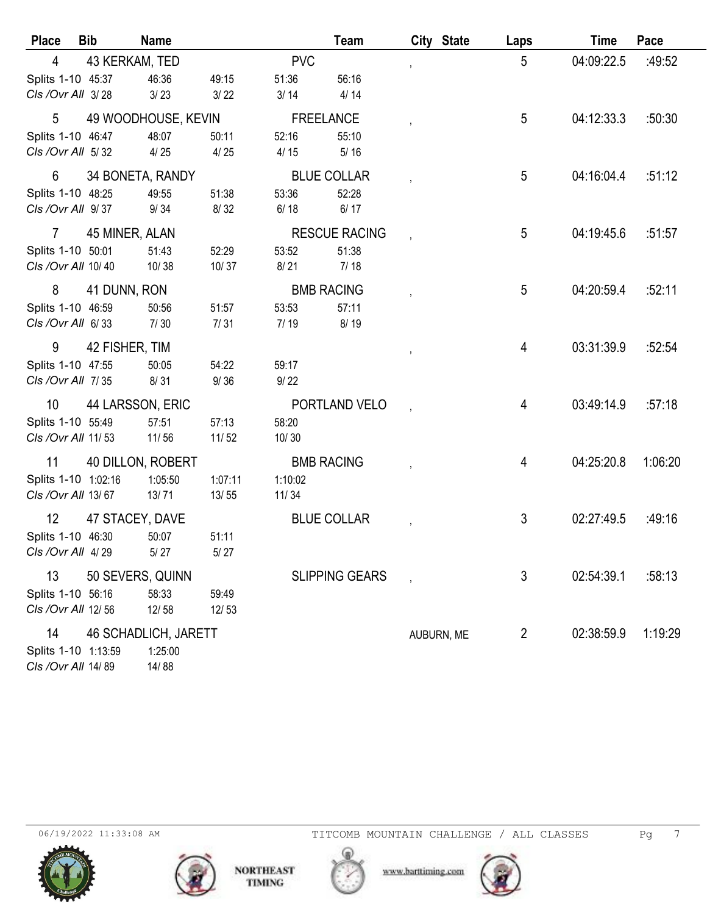| Place | Bib | Name | | | Team | City State | Laps | Time | Pace |
|---|---|---|---|---|---|---|---|---|---|
| 4 | 43 | KERKAM, TED | | | PVC | , | 5 | 04:09:22.5 | :49:52 |
| Splits 1-10 | 45:37 | 46:36 | 49:15 | 51:36 | 56:16 | | | | |
| *Cls /Ovr All* | 3/ 28 | 3/ 23 | 3/ 22 | 3/ 14 | 4/ 14 | | | | |
| 5 | 49 | WOODHOUSE, KEVIN | | | FREELANCE | , | 5 | 04:12:33.3 | :50:30 |
| Splits 1-10 | 46:47 | 48:07 | 50:11 | 52:16 | 55:10 | | | | |
| *Cls /Ovr All* | 5/ 32 | 4/ 25 | 4/ 25 | 4/ 15 | 5/ 16 | | | | |
| 6 | 34 | BONETA, RANDY | | | BLUE COLLAR | , | 5 | 04:16:04.4 | :51:12 |
| Splits 1-10 | 48:25 | 49:55 | 51:38 | 53:36 | 52:28 | | | | |
| *Cls /Ovr All* | 9/ 37 | 9/ 34 | 8/ 32 | 6/ 18 | 6/ 17 | | | | |
| 7 | 45 | MINER, ALAN | | | RESCUE RACING | , | 5 | 04:19:45.6 | :51:57 |
| Splits 1-10 | 50:01 | 51:43 | 52:29 | 53:52 | 51:38 | | | | |
| *Cls /Ovr All* | 10/ 40 | 10/ 38 | 10/ 37 | 8/ 21 | 7/ 18 | | | | |
| 8 | 41 | DUNN, RON | | | BMB RACING | , | 5 | 04:20:59.4 | :52:11 |
| Splits 1-10 | 46:59 | 50:56 | 51:57 | 53:53 | 57:11 | | | | |
| *Cls /Ovr All* | 6/ 33 | 7/ 30 | 7/ 31 | 7/ 19 | 8/ 19 | | | | |
| 9 | 42 | FISHER, TIM | | | | , | 4 | 03:31:39.9 | :52:54 |
| Splits 1-10 | 47:55 | 50:05 | 54:22 | 59:17 | | | | | |
| *Cls /Ovr All* | 7/ 35 | 8/ 31 | 9/ 36 | 9/ 22 | | | | | |
| 10 | 44 | LARSSON, ERIC | | | PORTLAND VELO | , | 4 | 03:49:14.9 | :57:18 |
| Splits 1-10 | 55:49 | 57:51 | 57:13 | 58:20 | | | | | |
| *Cls /Ovr All* | 11/ 53 | 11/ 56 | 11/ 52 | 10/ 30 | | | | | |
| 11 | 40 | DILLON, ROBERT | | | BMB RACING | , | 4 | 04:25:20.8 | 1:06:20 |
| Splits 1-10 | 1:02:16 | 1:05:50 | 1:07:11 | 1:10:02 | | | | | |
| *Cls /Ovr All* | 13/ 67 | 13/ 71 | 13/ 55 | 11/ 34 | | | | | |
| 12 | 47 | STACEY, DAVE | | | BLUE COLLAR | , | 3 | 02:27:49.5 | :49:16 |
| Splits 1-10 | 46:30 | 50:07 | 51:11 | | | | | | |
| *Cls /Ovr All* | 4/ 29 | 5/ 27 | 5/ 27 | | | | | | |
| 13 | 50 | SEVERS, QUINN | | | SLIPPING GEARS | , | 3 | 02:54:39.1 | :58:13 |
| Splits 1-10 | 56:16 | 58:33 | 59:49 | | | | | | |
| *Cls /Ovr All* | 12/ 56 | 12/ 58 | 12/ 53 | | | | | | |
| 14 | 46 | SCHADLICH, JARETT | | | | AUBURN, ME | 2 | 02:38:59.9 | 1:19:29 |
| Splits 1-10 | 1:13:59 | 1:25:00 | | | | | | | |
| *Cls /Ovr All* | 14/ 89 | 14/ 88 | | | | | | | |

06/19/2022 11:33:08 AM TITCOMB MOUNTAIN CHALLENGE / ALL CLASSES

NORTHEAST TIMING www.barttiming.com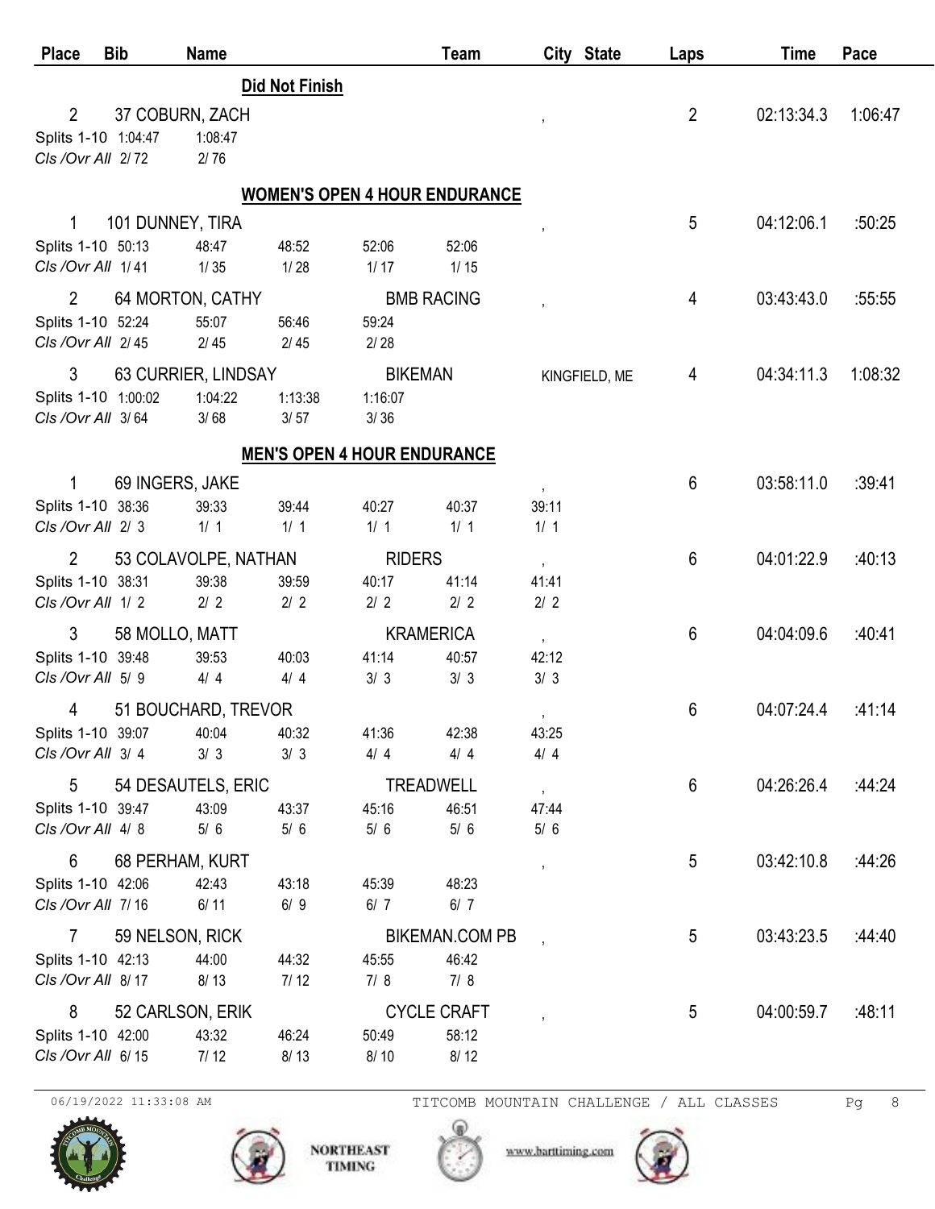| Place | Bib | Name | Team | City State | Laps | Time | Pace |
|---|---|---|---|---|---|---|---|

**Did Not Finish**

| Place | Bib | Name | Team | City State | Laps | Time | Pace |
|---|---|---|---|---|---|---|---|
| 2 | 37 | COBURN, ZACH | | , | 2 | 02:13:34.3 | 1:06:47 |

Splits 1-10: 1:04:47, 1:08:47
*Cls /Ovr All*: 2/ 72, 2/ 76

**WOMEN'S OPEN 4 HOUR ENDURANCE**

| Place | Bib | Name | Team | City State | Laps | Time | Pace |
|---|---|---|---|---|---|---|---|
| 1 | 101 | DUNNEY, TIRA | | , | 5 | 04:12:06.1 | :50:25 |
| 2 | 64 | MORTON, CATHY | BMB RACING | , | 4 | 03:43:43.0 | :55:55 |
| 3 | 63 | CURRIER, LINDSAY | BIKEMAN | KINGFIELD, ME | 4 | 04:34:11.3 | 1:08:32 |

- DUNNEY, TIRA — Splits 1-10: 50:13, 48:47, 48:52, 52:06, 52:06; *Cls /Ovr All*: 1/ 41, 1/ 35, 1/ 28, 1/ 17, 1/ 15
- MORTON, CATHY — Splits 1-10: 52:24, 55:07, 56:46, 59:24; *Cls /Ovr All*: 2/ 45, 2/ 45, 2/ 45, 2/ 28
- CURRIER, LINDSAY — Splits 1-10: 1:00:02, 1:04:22, 1:13:38, 1:16:07; *Cls /Ovr All*: 3/ 64, 3/ 68, 3/ 57, 3/ 36

**MEN'S OPEN 4 HOUR ENDURANCE**

| Place | Bib | Name | Team | City State | Laps | Time | Pace |
|---|---|---|---|---|---|---|---|
| 1 | 69 | INGERS, JAKE | | , | 6 | 03:58:11.0 | :39:41 |
| 2 | 53 | COLAVOLPE, NATHAN | RIDERS | , | 6 | 04:01:22.9 | :40:13 |
| 3 | 58 | MOLLO, MATT | KRAMERICA | , | 6 | 04:04:09.6 | :40:41 |
| 4 | 51 | BOUCHARD, TREVOR | | , | 6 | 04:07:24.4 | :41:14 |
| 5 | 54 | DESAUTELS, ERIC | TREADWELL | , | 6 | 04:26:26.4 | :44:24 |
| 6 | 68 | PERHAM, KURT | | , | 5 | 03:42:10.8 | :44:26 |
| 7 | 59 | NELSON, RICK | BIKEMAN.COM PB | , | 5 | 03:43:23.5 | :44:40 |
| 8 | 52 | CARLSON, ERIK | CYCLE CRAFT | , | 5 | 04:00:59.7 | :48:11 |

- INGERS, JAKE — Splits 1-10: 38:36, 39:33, 39:44, 40:27, 40:37, 39:11; *Cls /Ovr All*: 2/ 3, 1/ 1, 1/ 1, 1/ 1, 1/ 1, 1/ 1
- COLAVOLPE, NATHAN — Splits 1-10: 38:31, 39:38, 39:59, 40:17, 41:14, 41:41; *Cls /Ovr All*: 1/ 2, 2/ 2, 2/ 2, 2/ 2, 2/ 2, 2/ 2
- MOLLO, MATT — Splits 1-10: 39:48, 39:53, 40:03, 41:14, 40:57, 42:12; *Cls /Ovr All*: 5/ 9, 4/ 4, 4/ 4, 3/ 3, 3/ 3, 3/ 3
- BOUCHARD, TREVOR — Splits 1-10: 39:07, 40:04, 40:32, 41:36, 42:38, 43:25; *Cls /Ovr All*: 3/ 4, 3/ 3, 3/ 3, 4/ 4, 4/ 4, 4/ 4
- DESAUTELS, ERIC — Splits 1-10: 39:47, 43:09, 43:37, 45:16, 46:51, 47:44; *Cls /Ovr All*: 4/ 8, 5/ 6, 5/ 6, 5/ 6, 5/ 6, 5/ 6
- PERHAM, KURT — Splits 1-10: 42:06, 42:43, 43:18, 45:39, 48:23; *Cls /Ovr All*: 7/ 16, 6/ 11, 6/ 9, 6/ 7, 6/ 7
- NELSON, RICK — Splits 1-10: 42:13, 44:00, 44:32, 45:55, 46:42; *Cls /Ovr All*: 8/ 17, 8/ 13, 7/ 12, 7/ 8, 7/ 8
- CARLSON, ERIK — Splits 1-10: 42:00, 43:32, 46:24, 50:49, 58:12; *Cls /Ovr All*: 6/ 15, 7/ 12, 8/ 13, 8/ 10, 8/ 12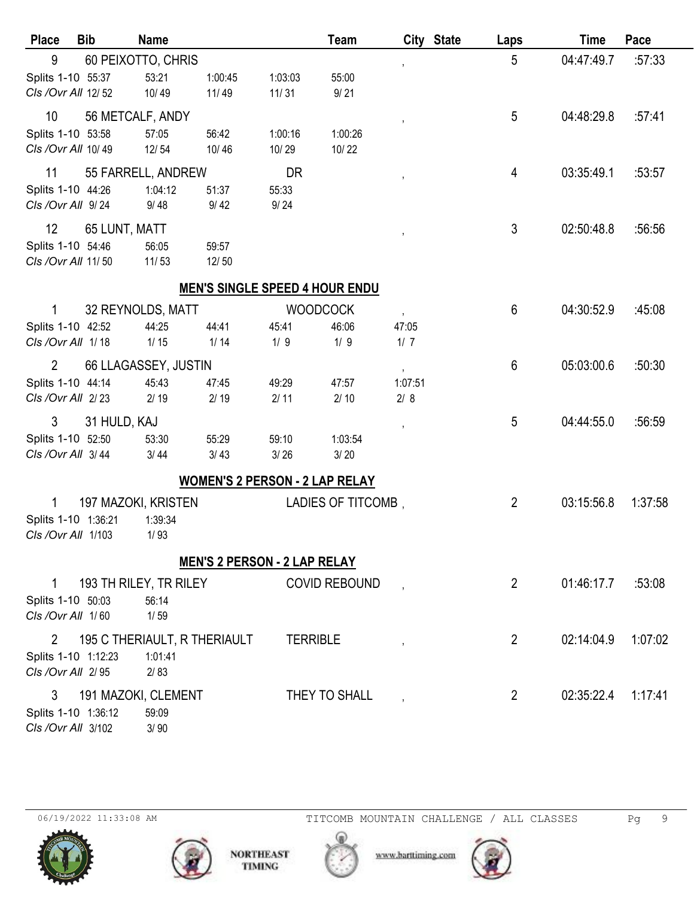| Place | Bib | Name | | | Team | City State | Laps | Time | Pace |
|---|---|---|---|---|---|---|---|---|---|
| 9 | 60 | PEIXOTTO, CHRIS | | | | , | 5 | 04:47:49.7 | :57:33 |
| Splits 1-10 | 55:37 | 53:21 | 1:00:45 | 1:03:03 | 55:00 | | | | |
| *Cls /Ovr All* | 12/ 52 | 10/ 49 | 11/ 49 | 11/ 31 | 9/ 21 | | | | |
| 10 | 56 | METCALF, ANDY | | | | , | 5 | 04:48:29.8 | :57:41 |
| Splits 1-10 | 53:58 | 57:05 | 56:42 | 1:00:16 | 1:00:26 | | | | |
| *Cls /Ovr All* | 10/ 49 | 12/ 54 | 10/ 46 | 10/ 29 | 10/ 22 | | | | |
| 11 | 55 | FARRELL, ANDREW | | DR | | , | 4 | 03:35:49.1 | :53:57 |
| Splits 1-10 | 44:26 | 1:04:12 | 51:37 | 55:33 | | | | | |
| *Cls /Ovr All* | 9/ 24 | 9/ 48 | 9/ 42 | 9/ 24 | | | | | |
| 12 | 65 | LUNT, MATT | | | | , | 3 | 02:50:48.8 | :56:56 |
| Splits 1-10 | 54:46 | 56:05 | 59:57 | | | | | | |
| *Cls /Ovr All* | 11/ 50 | 11/ 53 | 12/ 50 | | | | | | |

## MEN'S SINGLE SPEED 4 HOUR ENDU

| Place | Bib | Name | | | Team | City State | Laps | Time | Pace |
|---|---|---|---|---|---|---|---|---|---|
| 1 | 32 | REYNOLDS, MATT | | | WOODCOCK | , | 6 | 04:30:52.9 | :45:08 |
| Splits 1-10 | 42:52 | 44:25 | 44:41 | 45:41 | 46:06 | 47:05 | | | |
| *Cls /Ovr All* | 1/ 18 | 1/ 15 | 1/ 14 | 1/ 9 | 1/ 9 | 1/ 7 | | | |
| 2 | 66 | LLAGASSEY, JUSTIN | | | | , | 6 | 05:03:00.6 | :50:30 |
| Splits 1-10 | 44:14 | 45:43 | 47:45 | 49:29 | 47:57 | 1:07:51 | | | |
| *Cls /Ovr All* | 2/ 23 | 2/ 19 | 2/ 19 | 2/ 11 | 2/ 10 | 2/ 8 | | | |
| 3 | 31 | HULD, KAJ | | | | , | 5 | 04:44:55.0 | :56:59 |
| Splits 1-10 | 52:50 | 53:30 | 55:29 | 59:10 | 1:03:54 | | | | |
| *Cls /Ovr All* | 3/ 44 | 3/ 44 | 3/ 43 | 3/ 26 | 3/ 20 | | | | |

## WOMEN'S 2 PERSON - 2 LAP RELAY

| Place | Bib | Name | Team | City State | Laps | Time | Pace |
|---|---|---|---|---|---|---|---|
| 1 | 197 | MAZOKI, KRISTEN | LADIES OF TITCOMB | , | 2 | 03:15:56.8 | 1:37:58 |
| Splits 1-10 | 1:36:21 | 1:39:34 | | | | | |
| *Cls /Ovr All* | 1/103 | 1/ 93 | | | | | |

## MEN'S 2 PERSON - 2 LAP RELAY

| Place | Bib | Name | Team | City State | Laps | Time | Pace |
|---|---|---|---|---|---|---|---|
| 1 | 193 | TH RILEY, TR RILEY | COVID REBOUND | , | 2 | 01:46:17.7 | :53:08 |
| Splits 1-10 | 50:03 | 56:14 | | | | | |
| *Cls /Ovr All* | 1/ 60 | 1/ 59 | | | | | |
| 2 | 195 | C THERIAULT, R THERIAULT | TERRIBLE | , | 2 | 02:14:04.9 | 1:07:02 |
| Splits 1-10 | 1:12:23 | 1:01:41 | | | | | |
| *Cls /Ovr All* | 2/ 95 | 2/ 83 | | | | | |
| 3 | 191 | MAZOKI, CLEMENT | THEY TO SHALL | , | 2 | 02:35:22.4 | 1:17:41 |
| Splits 1-10 | 1:36:12 | 59:09 | | | | | |
| *Cls /Ovr All* | 3/102 | 3/ 90 | | | | | |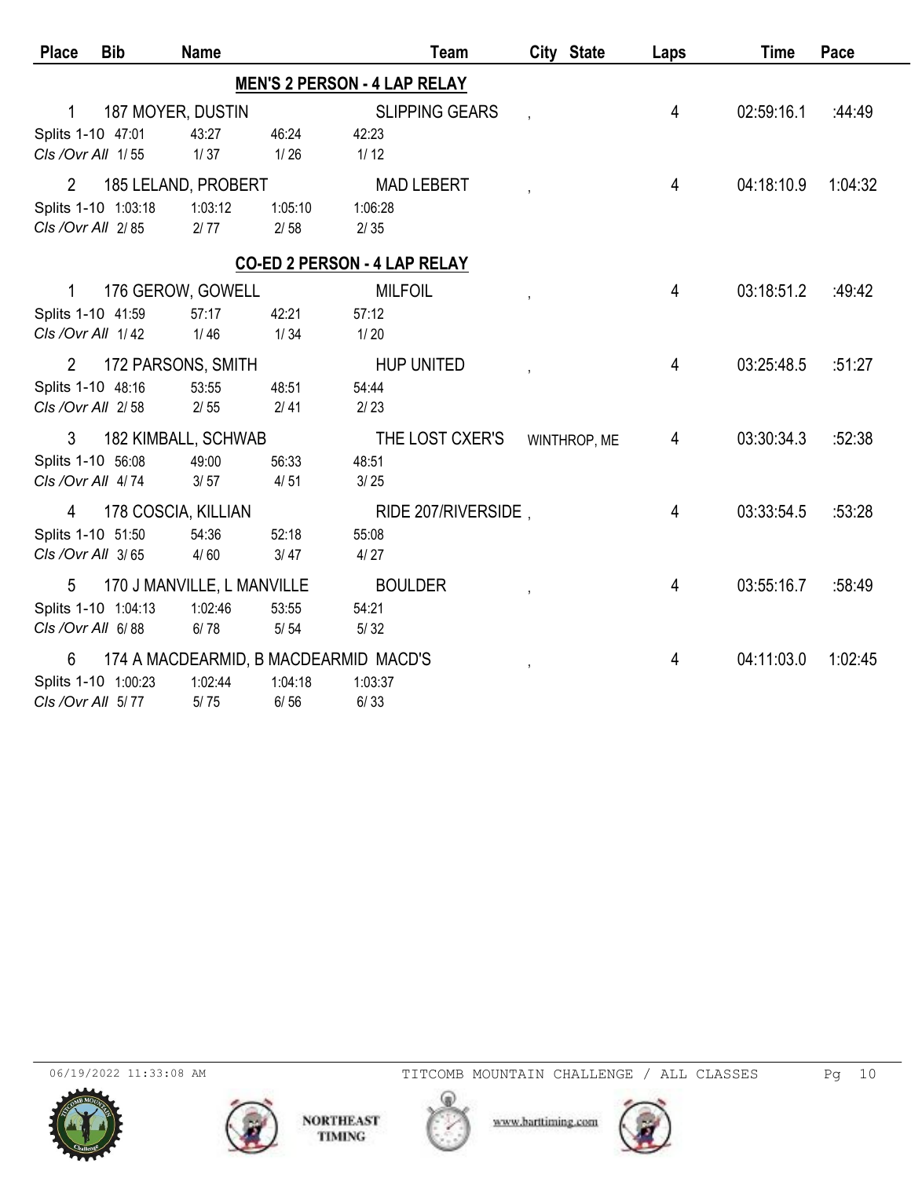| Place | Bib | Name | Team | City State | Laps | Time | Pace |
|---|---|---|---|---|---|---|---|

**MEN'S 2 PERSON - 4 LAP RELAY**

| Place | Bib | Name | Team | City State | Laps | Time | Pace |
|---|---|---|---|---|---|---|---|
| 1 | 187 | MOYER, DUSTIN | SLIPPING GEARS | , | 4 | 02:59:16.1 | :44:49 |
| Splits 1-10 | 47:01 | 43:27 | 46:24 | 42:23 | | | |
| *Cls /Ovr All* | 1/ 55 | 1/ 37 | 1/ 26 | 1/ 12 | | | |
| 2 | 185 | LELAND, PROBERT | MAD LEBERT | , | 4 | 04:18:10.9 | 1:04:32 |
| Splits 1-10 | 1:03:18 | 1:03:12 | 1:05:10 | 1:06:28 | | | |
| *Cls /Ovr All* | 2/ 85 | 2/ 77 | 2/ 58 | 2/ 35 | | | |

**CO-ED 2 PERSON - 4 LAP RELAY**

| Place | Bib | Name | Team | City State | Laps | Time | Pace |
|---|---|---|---|---|---|---|---|
| 1 | 176 | GEROW, GOWELL | MILFOIL | , | 4 | 03:18:51.2 | :49:42 |
| Splits 1-10 | 41:59 | 57:17 | 42:21 | 57:12 | | | |
| *Cls /Ovr All* | 1/ 42 | 1/ 46 | 1/ 34 | 1/ 20 | | | |
| 2 | 172 | PARSONS, SMITH | HUP UNITED | , | 4 | 03:25:48.5 | :51:27 |
| Splits 1-10 | 48:16 | 53:55 | 48:51 | 54:44 | | | |
| *Cls /Ovr All* | 2/ 58 | 2/ 55 | 2/ 41 | 2/ 23 | | | |
| 3 | 182 | KIMBALL, SCHWAB | THE LOST CXER'S | WINTHROP, ME | 4 | 03:30:34.3 | :52:38 |
| Splits 1-10 | 56:08 | 49:00 | 56:33 | 48:51 | | | |
| *Cls /Ovr All* | 4/ 74 | 3/ 57 | 4/ 51 | 3/ 25 | | | |
| 4 | 178 | COSCIA, KILLIAN | RIDE 207/RIVERSIDE | , | 4 | 03:33:54.5 | :53:28 |
| Splits 1-10 | 51:50 | 54:36 | 52:18 | 55:08 | | | |
| *Cls /Ovr All* | 3/ 65 | 4/ 60 | 3/ 47 | 4/ 27 | | | |
| 5 | 170 | J MANVILLE, L MANVILLE | BOULDER | , | 4 | 03:55:16.7 | :58:49 |
| Splits 1-10 | 1:04:13 | 1:02:46 | 53:55 | 54:21 | | | |
| *Cls /Ovr All* | 6/ 88 | 6/ 78 | 5/ 54 | 5/ 32 | | | |
| 6 | 174 | A MACDEARMID, B MACDEARMID | MACD'S | , | 4 | 04:11:03.0 | 1:02:45 |
| Splits 1-10 | 1:00:23 | 1:02:44 | 1:04:18 | 1:03:37 | | | |
| *Cls /Ovr All* | 5/ 77 | 5/ 75 | 6/ 56 | 6/ 33 | | | |

06/19/2022 11:33:08 AM — TITCOMB MOUNTAIN CHALLENGE / ALL CLASSES

NORTHEAST TIMING — www.barttiming.com